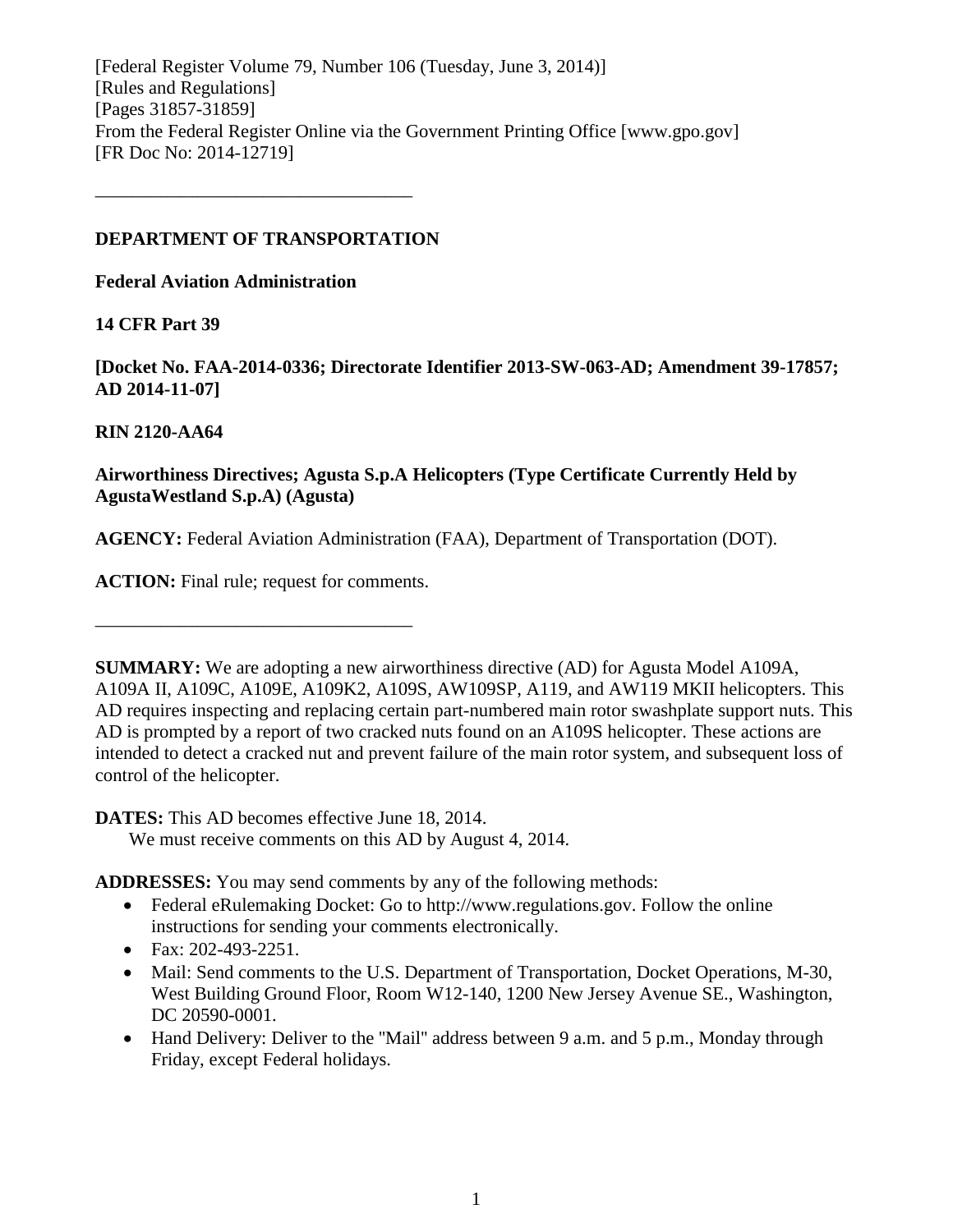[Federal Register Volume 79, Number 106 (Tuesday, June 3, 2014)]
[Rules and Regulations]
[Pages 31857-31859]
From the Federal Register Online via the Government Printing Office [www.gpo.gov]
[FR Doc No: 2014-12719]

---

**DEPARTMENT OF TRANSPORTATION**

**Federal Aviation Administration**

**14 CFR Part 39**

**[Docket No. FAA-2014-0336; Directorate Identifier 2013-SW-063-AD; Amendment 39-17857; AD 2014-11-07]**

**RIN 2120-AA64**

**Airworthiness Directives; Agusta S.p.A Helicopters (Type Certificate Currently Held by AgustaWestland S.p.A) (Agusta)**

**AGENCY:** Federal Aviation Administration (FAA), Department of Transportation (DOT).

**ACTION:** Final rule; request for comments.

---

**SUMMARY:** We are adopting a new airworthiness directive (AD) for Agusta Model A109A, A109A II, A109C, A109E, A109K2, A109S, AW109SP, A119, and AW119 MKII helicopters. This AD requires inspecting and replacing certain part-numbered main rotor swashplate support nuts. This AD is prompted by a report of two cracked nuts found on an A109S helicopter. These actions are intended to detect a cracked nut and prevent failure of the main rotor system, and subsequent loss of control of the helicopter.

**DATES:** This AD becomes effective June 18, 2014.
We must receive comments on this AD by August 4, 2014.

**ADDRESSES:** You may send comments by any of the following methods:

- Federal eRulemaking Docket: Go to http://www.regulations.gov. Follow the online instructions for sending your comments electronically.
- Fax: 202-493-2251.
- Mail: Send comments to the U.S. Department of Transportation, Docket Operations, M-30, West Building Ground Floor, Room W12-140, 1200 New Jersey Avenue SE., Washington, DC 20590-0001.
- Hand Delivery: Deliver to the "Mail" address between 9 a.m. and 5 p.m., Monday through Friday, except Federal holidays.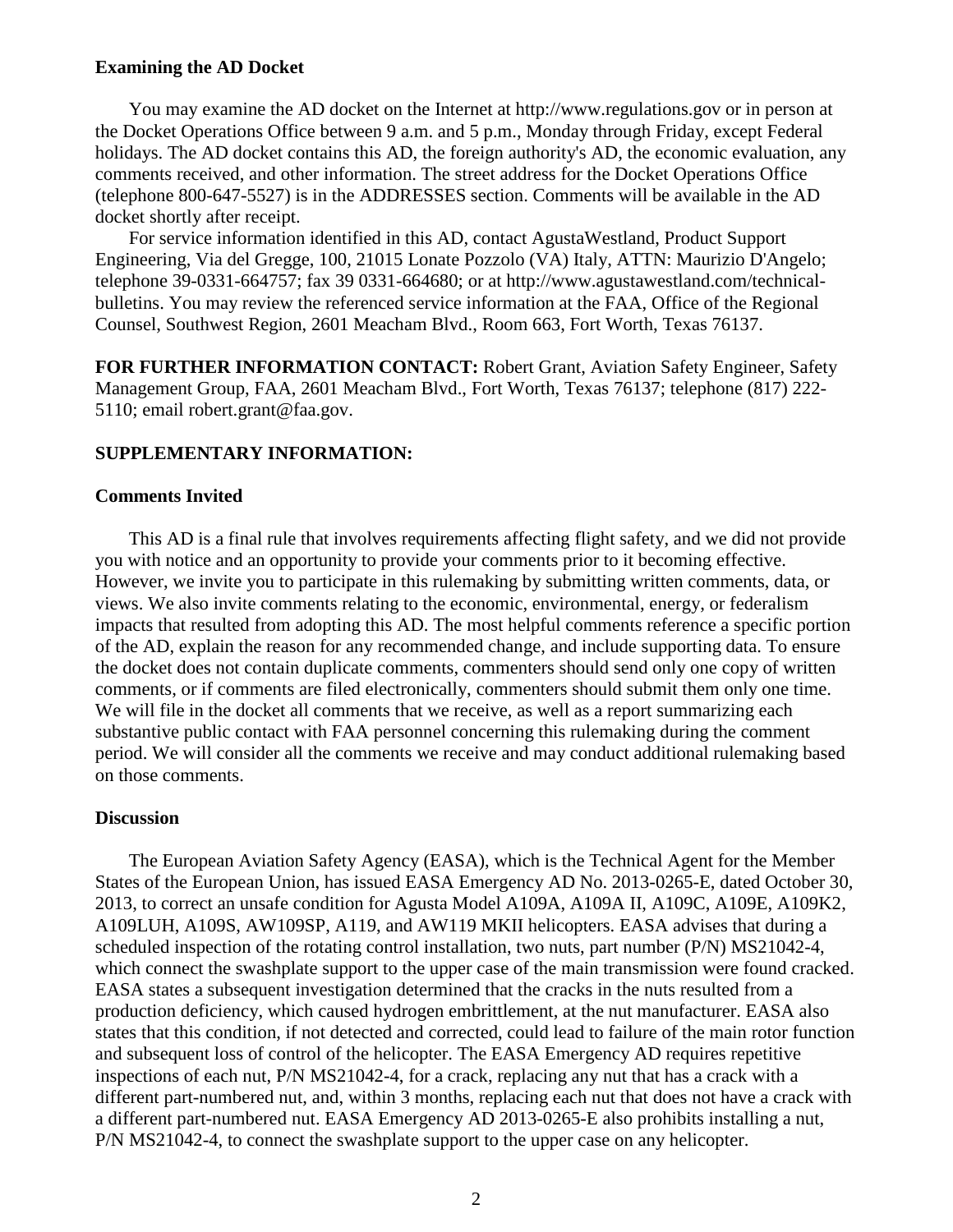**Examining the AD Docket**

You may examine the AD docket on the Internet at http://www.regulations.gov or in person at the Docket Operations Office between 9 a.m. and 5 p.m., Monday through Friday, except Federal holidays. The AD docket contains this AD, the foreign authority's AD, the economic evaluation, any comments received, and other information. The street address for the Docket Operations Office (telephone 800-647-5527) is in the ADDRESSES section. Comments will be available in the AD docket shortly after receipt.

For service information identified in this AD, contact AgustaWestland, Product Support Engineering, Via del Gregge, 100, 21015 Lonate Pozzolo (VA) Italy, ATTN: Maurizio D'Angelo; telephone 39-0331-664757; fax 39 0331-664680; or at http://www.agustawestland.com/technical-bulletins. You may review the referenced service information at the FAA, Office of the Regional Counsel, Southwest Region, 2601 Meacham Blvd., Room 663, Fort Worth, Texas 76137.

**FOR FURTHER INFORMATION CONTACT:** Robert Grant, Aviation Safety Engineer, Safety Management Group, FAA, 2601 Meacham Blvd., Fort Worth, Texas 76137; telephone (817) 222-5110; email robert.grant@faa.gov.

**SUPPLEMENTARY INFORMATION:**

**Comments Invited**

This AD is a final rule that involves requirements affecting flight safety, and we did not provide you with notice and an opportunity to provide your comments prior to it becoming effective. However, we invite you to participate in this rulemaking by submitting written comments, data, or views. We also invite comments relating to the economic, environmental, energy, or federalism impacts that resulted from adopting this AD. The most helpful comments reference a specific portion of the AD, explain the reason for any recommended change, and include supporting data. To ensure the docket does not contain duplicate comments, commenters should send only one copy of written comments, or if comments are filed electronically, commenters should submit them only one time. We will file in the docket all comments that we receive, as well as a report summarizing each substantive public contact with FAA personnel concerning this rulemaking during the comment period. We will consider all the comments we receive and may conduct additional rulemaking based on those comments.

**Discussion**

The European Aviation Safety Agency (EASA), which is the Technical Agent for the Member States of the European Union, has issued EASA Emergency AD No. 2013-0265-E, dated October 30, 2013, to correct an unsafe condition for Agusta Model A109A, A109A II, A109C, A109E, A109K2, A109LUH, A109S, AW109SP, A119, and AW119 MKII helicopters. EASA advises that during a scheduled inspection of the rotating control installation, two nuts, part number (P/N) MS21042-4, which connect the swashplate support to the upper case of the main transmission were found cracked. EASA states a subsequent investigation determined that the cracks in the nuts resulted from a production deficiency, which caused hydrogen embrittlement, at the nut manufacturer. EASA also states that this condition, if not detected and corrected, could lead to failure of the main rotor function and subsequent loss of control of the helicopter. The EASA Emergency AD requires repetitive inspections of each nut, P/N MS21042-4, for a crack, replacing any nut that has a crack with a different part-numbered nut, and, within 3 months, replacing each nut that does not have a crack with a different part-numbered nut. EASA Emergency AD 2013-0265-E also prohibits installing a nut, P/N MS21042-4, to connect the swashplate support to the upper case on any helicopter.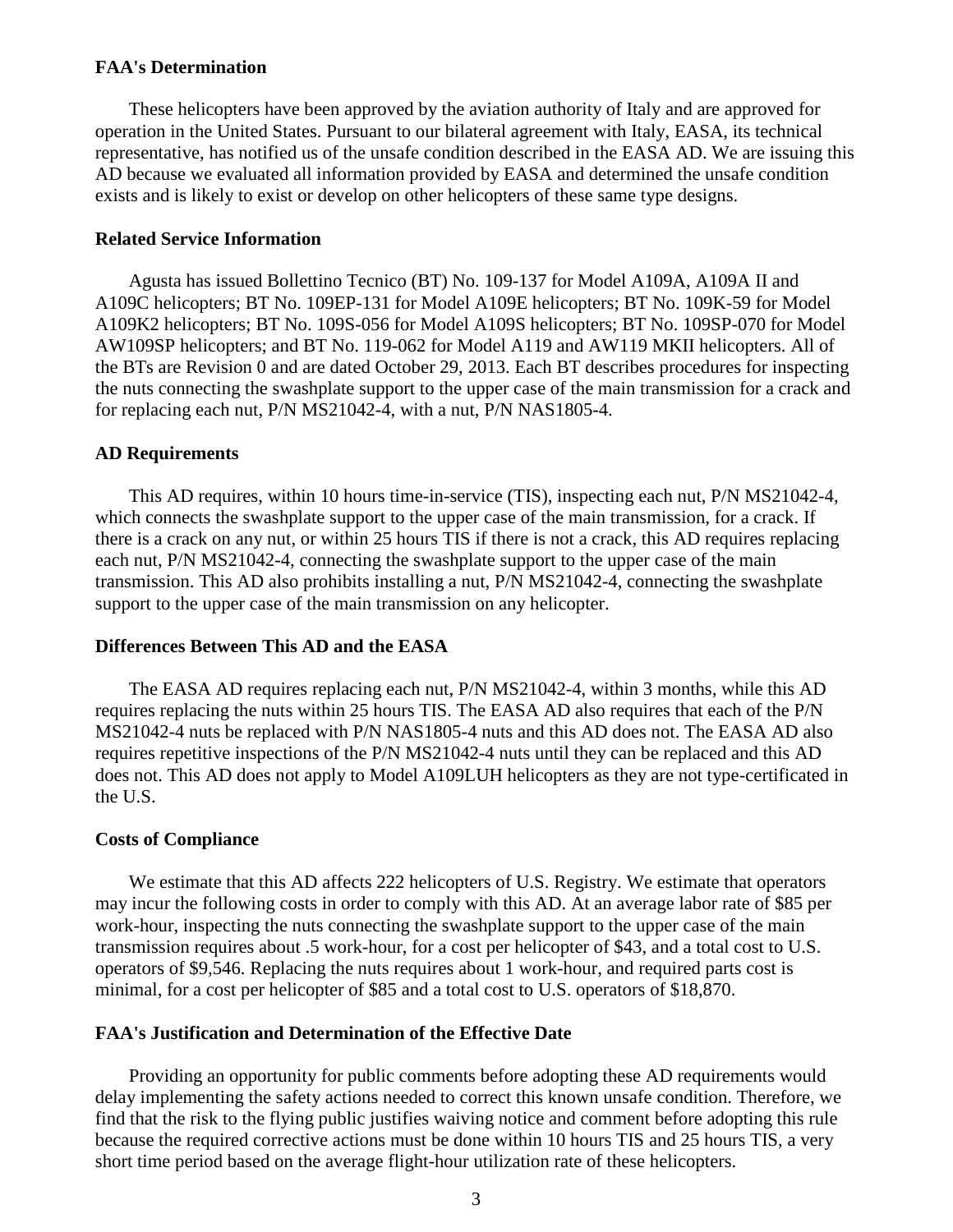**FAA's Determination**

These helicopters have been approved by the aviation authority of Italy and are approved for operation in the United States. Pursuant to our bilateral agreement with Italy, EASA, its technical representative, has notified us of the unsafe condition described in the EASA AD. We are issuing this AD because we evaluated all information provided by EASA and determined the unsafe condition exists and is likely to exist or develop on other helicopters of these same type designs.

**Related Service Information**

Agusta has issued Bollettino Tecnico (BT) No. 109-137 for Model A109A, A109A II and A109C helicopters; BT No. 109EP-131 for Model A109E helicopters; BT No. 109K-59 for Model A109K2 helicopters; BT No. 109S-056 for Model A109S helicopters; BT No. 109SP-070 for Model AW109SP helicopters; and BT No. 119-062 for Model A119 and AW119 MKII helicopters. All of the BTs are Revision 0 and are dated October 29, 2013. Each BT describes procedures for inspecting the nuts connecting the swashplate support to the upper case of the main transmission for a crack and for replacing each nut, P/N MS21042-4, with a nut, P/N NAS1805-4.

**AD Requirements**

This AD requires, within 10 hours time-in-service (TIS), inspecting each nut, P/N MS21042-4, which connects the swashplate support to the upper case of the main transmission, for a crack. If there is a crack on any nut, or within 25 hours TIS if there is not a crack, this AD requires replacing each nut, P/N MS21042-4, connecting the swashplate support to the upper case of the main transmission. This AD also prohibits installing a nut, P/N MS21042-4, connecting the swashplate support to the upper case of the main transmission on any helicopter.

**Differences Between This AD and the EASA**

The EASA AD requires replacing each nut, P/N MS21042-4, within 3 months, while this AD requires replacing the nuts within 25 hours TIS. The EASA AD also requires that each of the P/N MS21042-4 nuts be replaced with P/N NAS1805-4 nuts and this AD does not. The EASA AD also requires repetitive inspections of the P/N MS21042-4 nuts until they can be replaced and this AD does not. This AD does not apply to Model A109LUH helicopters as they are not type-certificated in the U.S.

**Costs of Compliance**

We estimate that this AD affects 222 helicopters of U.S. Registry. We estimate that operators may incur the following costs in order to comply with this AD. At an average labor rate of $85 per work-hour, inspecting the nuts connecting the swashplate support to the upper case of the main transmission requires about .5 work-hour, for a cost per helicopter of $43, and a total cost to U.S. operators of $9,546. Replacing the nuts requires about 1 work-hour, and required parts cost is minimal, for a cost per helicopter of $85 and a total cost to U.S. operators of $18,870.

**FAA's Justification and Determination of the Effective Date**

Providing an opportunity for public comments before adopting these AD requirements would delay implementing the safety actions needed to correct this known unsafe condition. Therefore, we find that the risk to the flying public justifies waiving notice and comment before adopting this rule because the required corrective actions must be done within 10 hours TIS and 25 hours TIS, a very short time period based on the average flight-hour utilization rate of these helicopters.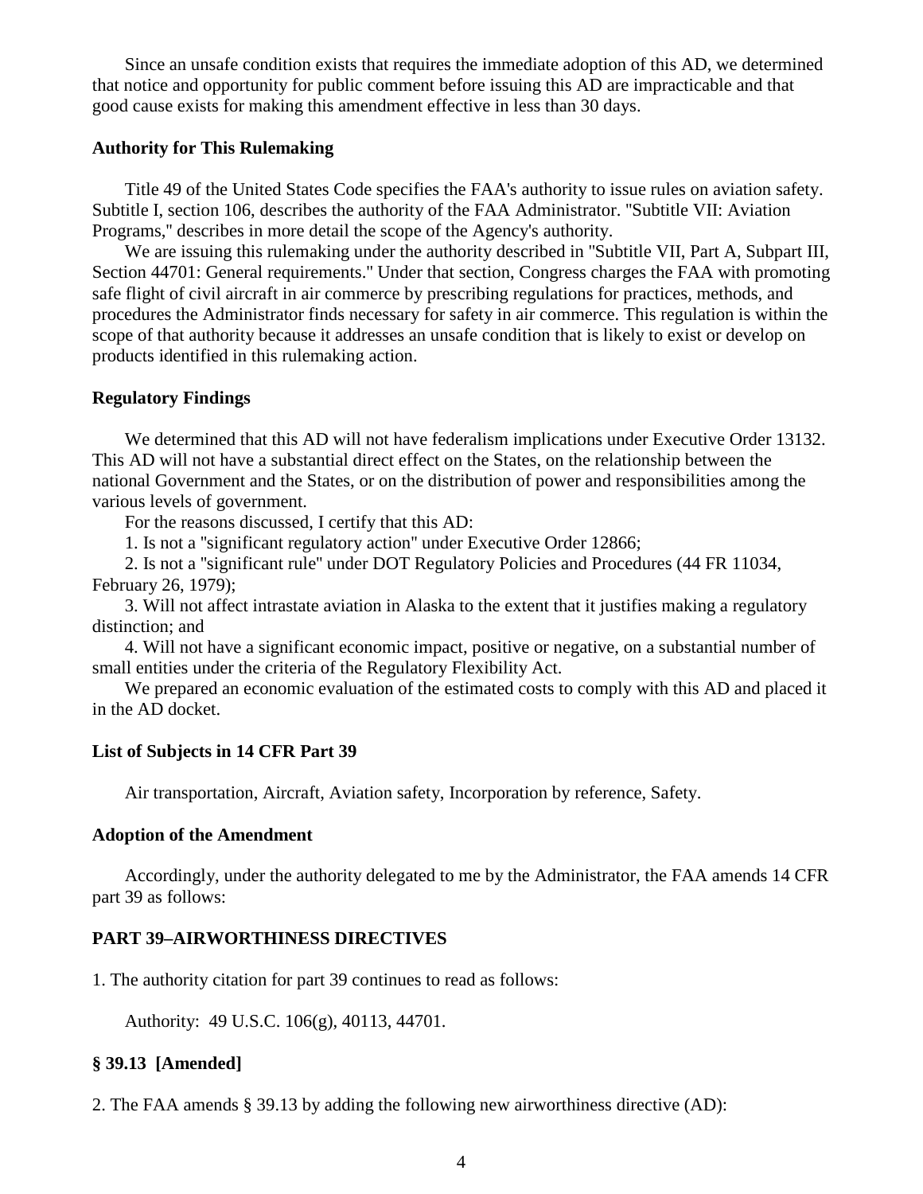Since an unsafe condition exists that requires the immediate adoption of this AD, we determined that notice and opportunity for public comment before issuing this AD are impracticable and that good cause exists for making this amendment effective in less than 30 days.

**Authority for This Rulemaking**

Title 49 of the United States Code specifies the FAA's authority to issue rules on aviation safety. Subtitle I, section 106, describes the authority of the FAA Administrator. "Subtitle VII: Aviation Programs," describes in more detail the scope of the Agency's authority.

We are issuing this rulemaking under the authority described in "Subtitle VII, Part A, Subpart III, Section 44701: General requirements." Under that section, Congress charges the FAA with promoting safe flight of civil aircraft in air commerce by prescribing regulations for practices, methods, and procedures the Administrator finds necessary for safety in air commerce. This regulation is within the scope of that authority because it addresses an unsafe condition that is likely to exist or develop on products identified in this rulemaking action.

**Regulatory Findings**

We determined that this AD will not have federalism implications under Executive Order 13132. This AD will not have a substantial direct effect on the States, on the relationship between the national Government and the States, or on the distribution of power and responsibilities among the various levels of government.

For the reasons discussed, I certify that this AD:

1. Is not a "significant regulatory action" under Executive Order 12866;

2. Is not a "significant rule" under DOT Regulatory Policies and Procedures (44 FR 11034, February 26, 1979);

3. Will not affect intrastate aviation in Alaska to the extent that it justifies making a regulatory distinction; and

4. Will not have a significant economic impact, positive or negative, on a substantial number of small entities under the criteria of the Regulatory Flexibility Act.

We prepared an economic evaluation of the estimated costs to comply with this AD and placed it in the AD docket.

**List of Subjects in 14 CFR Part 39**

Air transportation, Aircraft, Aviation safety, Incorporation by reference, Safety.

**Adoption of the Amendment**

Accordingly, under the authority delegated to me by the Administrator, the FAA amends 14 CFR part 39 as follows:

**PART 39–AIRWORTHINESS DIRECTIVES**

1. The authority citation for part 39 continues to read as follows:

Authority: 49 U.S.C. 106(g), 40113, 44701.

**§ 39.13 [Amended]**

2. The FAA amends § 39.13 by adding the following new airworthiness directive (AD):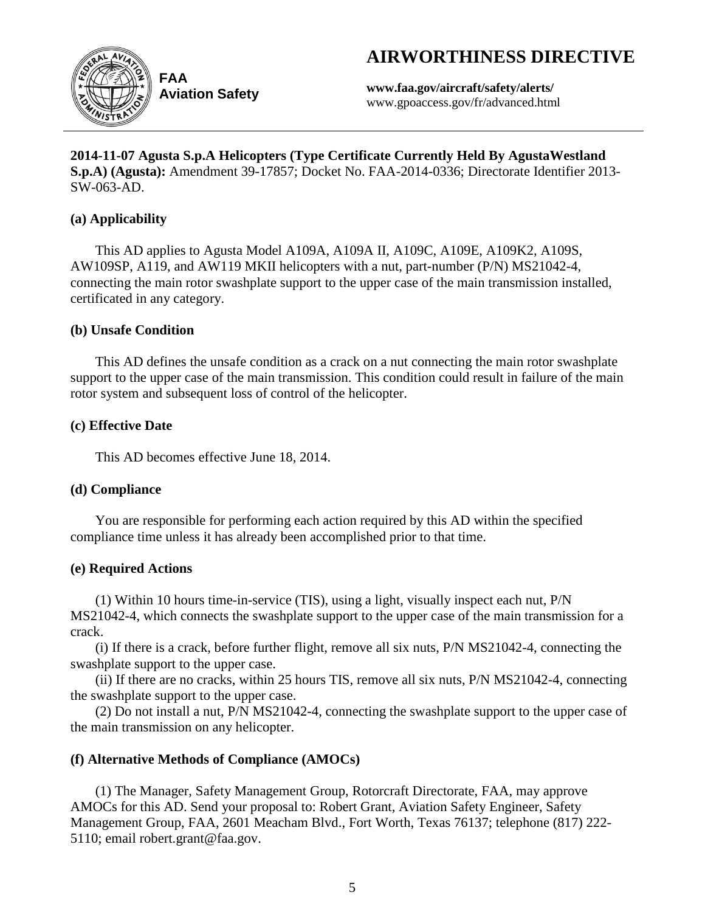# AIRWORTHINESS DIRECTIVE

**FAA**
**Aviation Safety**

**www.faa.gov/aircraft/safety/alerts/**
www.gpoaccess.gov/fr/advanced.html

**2014-11-07 Agusta S.p.A Helicopters (Type Certificate Currently Held By AgustaWestland S.p.A) (Agusta):** Amendment 39-17857; Docket No. FAA-2014-0336; Directorate Identifier 2013-SW-063-AD.

### (a) Applicability

This AD applies to Agusta Model A109A, A109A II, A109C, A109E, A109K2, A109S, AW109SP, A119, and AW119 MKII helicopters with a nut, part-number (P/N) MS21042-4, connecting the main rotor swashplate support to the upper case of the main transmission installed, certificated in any category.

### (b) Unsafe Condition

This AD defines the unsafe condition as a crack on a nut connecting the main rotor swashplate support to the upper case of the main transmission. This condition could result in failure of the main rotor system and subsequent loss of control of the helicopter.

### (c) Effective Date

This AD becomes effective June 18, 2014.

### (d) Compliance

You are responsible for performing each action required by this AD within the specified compliance time unless it has already been accomplished prior to that time.

### (e) Required Actions

(1) Within 10 hours time-in-service (TIS), using a light, visually inspect each nut, P/N MS21042-4, which connects the swashplate support to the upper case of the main transmission for a crack.

(i) If there is a crack, before further flight, remove all six nuts, P/N MS21042-4, connecting the swashplate support to the upper case.

(ii) If there are no cracks, within 25 hours TIS, remove all six nuts, P/N MS21042-4, connecting the swashplate support to the upper case.

(2) Do not install a nut, P/N MS21042-4, connecting the swashplate support to the upper case of the main transmission on any helicopter.

### (f) Alternative Methods of Compliance (AMOCs)

(1) The Manager, Safety Management Group, Rotorcraft Directorate, FAA, may approve AMOCs for this AD. Send your proposal to: Robert Grant, Aviation Safety Engineer, Safety Management Group, FAA, 2601 Meacham Blvd., Fort Worth, Texas 76137; telephone (817) 222-5110; email robert.grant@faa.gov.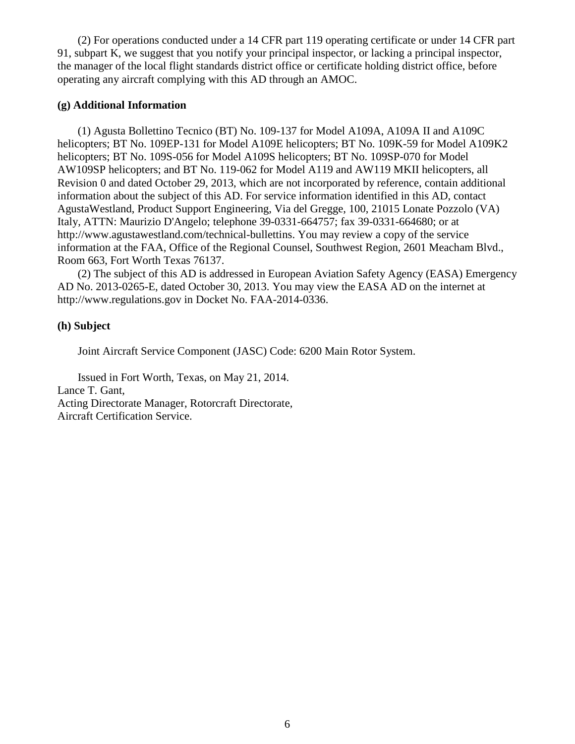(2) For operations conducted under a 14 CFR part 119 operating certificate or under 14 CFR part 91, subpart K, we suggest that you notify your principal inspector, or lacking a principal inspector, the manager of the local flight standards district office or certificate holding district office, before operating any aircraft complying with this AD through an AMOC.

**(g) Additional Information**

(1) Agusta Bollettino Tecnico (BT) No. 109-137 for Model A109A, A109A II and A109C helicopters; BT No. 109EP-131 for Model A109E helicopters; BT No. 109K-59 for Model A109K2 helicopters; BT No. 109S-056 for Model A109S helicopters; BT No. 109SP-070 for Model AW109SP helicopters; and BT No. 119-062 for Model A119 and AW119 MKII helicopters, all Revision 0 and dated October 29, 2013, which are not incorporated by reference, contain additional information about the subject of this AD. For service information identified in this AD, contact AgustaWestland, Product Support Engineering, Via del Gregge, 100, 21015 Lonate Pozzolo (VA) Italy, ATTN: Maurizio D'Angelo; telephone 39-0331-664757; fax 39-0331-664680; or at http://www.agustawestland.com/technical-bullettins. You may review a copy of the service information at the FAA, Office of the Regional Counsel, Southwest Region, 2601 Meacham Blvd., Room 663, Fort Worth Texas 76137.

(2) The subject of this AD is addressed in European Aviation Safety Agency (EASA) Emergency AD No. 2013-0265-E, dated October 30, 2013. You may view the EASA AD on the internet at http://www.regulations.gov in Docket No. FAA-2014-0336.

**(h) Subject**

Joint Aircraft Service Component (JASC) Code: 6200 Main Rotor System.

Issued in Fort Worth, Texas, on May 21, 2014.
Lance T. Gant,
Acting Directorate Manager, Rotorcraft Directorate,
Aircraft Certification Service.